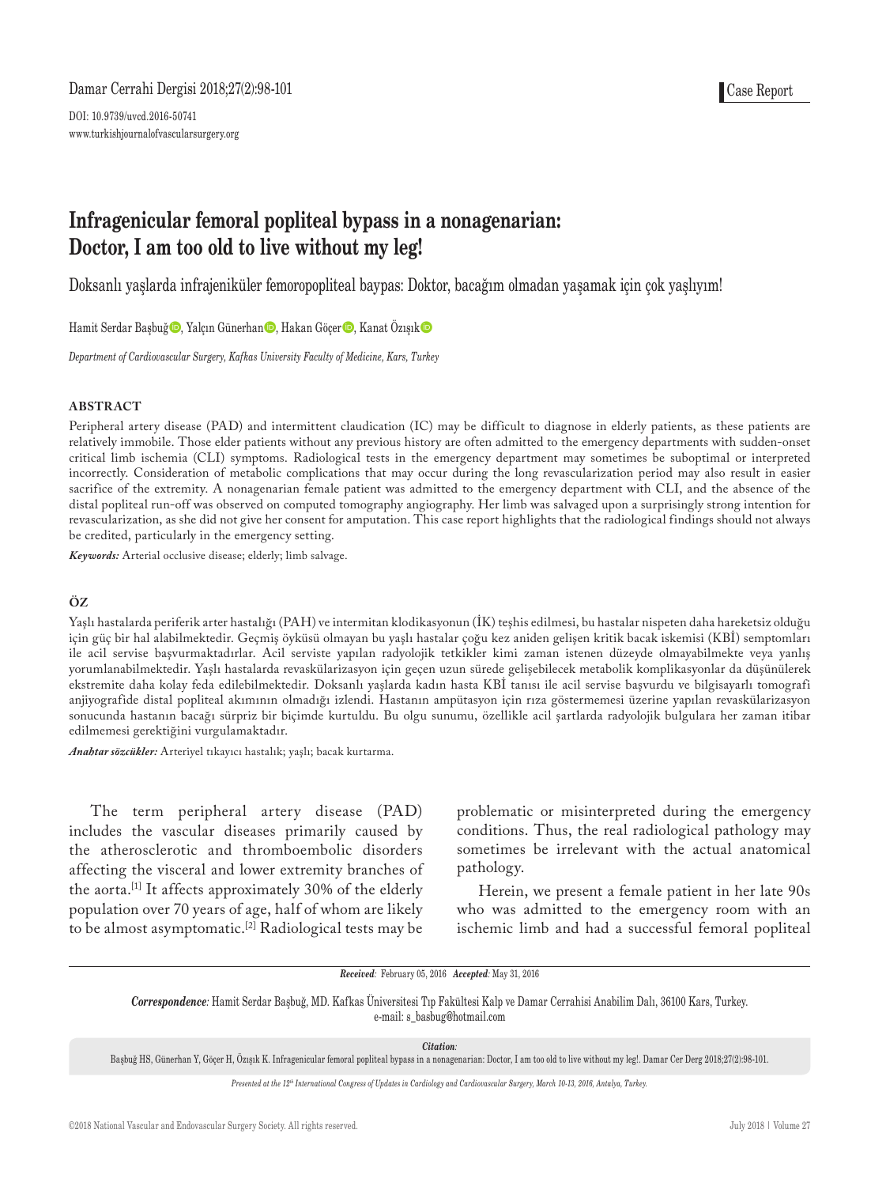Case Report

DOI: 10.9739/uvcd.2016-50741
www.turkishjournalofvascularsurgery.org

# Infragenicular femoral popliteal bypass in a nonagenarian: Doctor, I am too old to live without my leg!

Doksanlı yaşlarda infrajeniküler femoropopliteal baypas: Doktor, bacağım olmadan yaşamak için çok yaşlıyım!

Hamit Serdar Başbuğ, Yalçın Günerhan, Hakan Göçer, Kanat Özışık

*Department of Cardiovascular Surgery, Kafkas University Faculty of Medicine, Kars, Turkey*

## ABSTRACT

Peripheral artery disease (PAD) and intermittent claudication (IC) may be difficult to diagnose in elderly patients, as these patients are relatively immobile. Those elder patients without any previous history are often admitted to the emergency departments with sudden-onset critical limb ischemia (CLI) symptoms. Radiological tests in the emergency department may sometimes be suboptimal or interpreted incorrectly. Consideration of metabolic complications that may occur during the long revascularization period may also result in easier sacrifice of the extremity. A nonagenarian female patient was admitted to the emergency department with CLI, and the absence of the distal popliteal run-off was observed on computed tomography angiography. Her limb was salvaged upon a surprisingly strong intention for revascularization, as she did not give her consent for amputation. This case report highlights that the radiological findings should not always be credited, particularly in the emergency setting.

***Keywords:*** Arterial occlusive disease; elderly; limb salvage.

## ÖZ

Yaşlı hastalarda periferik arter hastalığı (PAH) ve intermitan klodikasyonun (İK) teşhis edilmesi, bu hastalar nispeten daha hareketsiz olduğu için güç bir hal alabilmektedir. Geçmiş öyküsü olmayan bu yaşlı hastalar çoğu kez aniden gelişen kritik bacak iskemisi (KBİ) semptomları ile acil servise başvurmaktadırlar. Acil serviste yapılan radyolojik tetkikler kimi zaman istenen düzeyde olmayabilmekte veya yanlış yorumlanabilmektedir. Yaşlı hastalarda revaskülarizasyon için geçen uzun sürede gelişebilecek metabolik komplikasyonlar da düşünülerek ekstremite daha kolay feda edilebilmektedir. Doksanlı yaşlarda kadın hasta KBİ tanısı ile acil servise başvurdu ve bilgisayarlı tomografi anjiyografide distal popliteal akımının olmadığı izlendi. Hastanın ampütasyon için rıza göstermemesi üzerine yapılan revaskülarizasyon sonucunda hastanın bacağı sürpriz bir biçimde kurtuldu. Bu olgu sunumu, özellikle acil şartlarda radyolojik bulgulara her zaman itibar edilmemesi gerektiğini vurgulamaktadır.

***Anahtar sözcükler:*** Arteriyel tıkayıcı hastalık; yaşlı; bacak kurtarma.

The term peripheral artery disease (PAD) includes the vascular diseases primarily caused by the atherosclerotic and thromboembolic disorders affecting the visceral and lower extremity branches of the aorta.[1] It affects approximately 30% of the elderly population over 70 years of age, half of whom are likely to be almost asymptomatic.[2] Radiological tests may be problematic or misinterpreted during the emergency conditions. Thus, the real radiological pathology may sometimes be irrelevant with the actual anatomical pathology.

Herein, we present a female patient in her late 90s who was admitted to the emergency room with an ischemic limb and had a successful femoral popliteal

***Received:*** February 05, 2016 ***Accepted:*** May 31, 2016

***Correspondence:*** Hamit Serdar Başbuğ, MD. Kafkas Üniversitesi Tıp Fakültesi Kalp ve Damar Cerrahisi Anabilim Dalı, 36100 Kars, Turkey.
e-mail: s_basbug@hotmail.com

***Citation:***
Başbuğ HS, Günerhan Y, Göçer H, Özışık K. Infragenicular femoral popliteal bypass in a nonagenarian: Doctor, I am too old to live without my leg!. Damar Cer Derg 2018;27(2):98-101.

*Presented at the 12th International Congress of Updates in Cardiology and Cardiovascular Surgery, March 10-13, 2016, Antalya, Turkey.*

©2018 National Vascular and Endovascular Surgery Society. All rights reserved.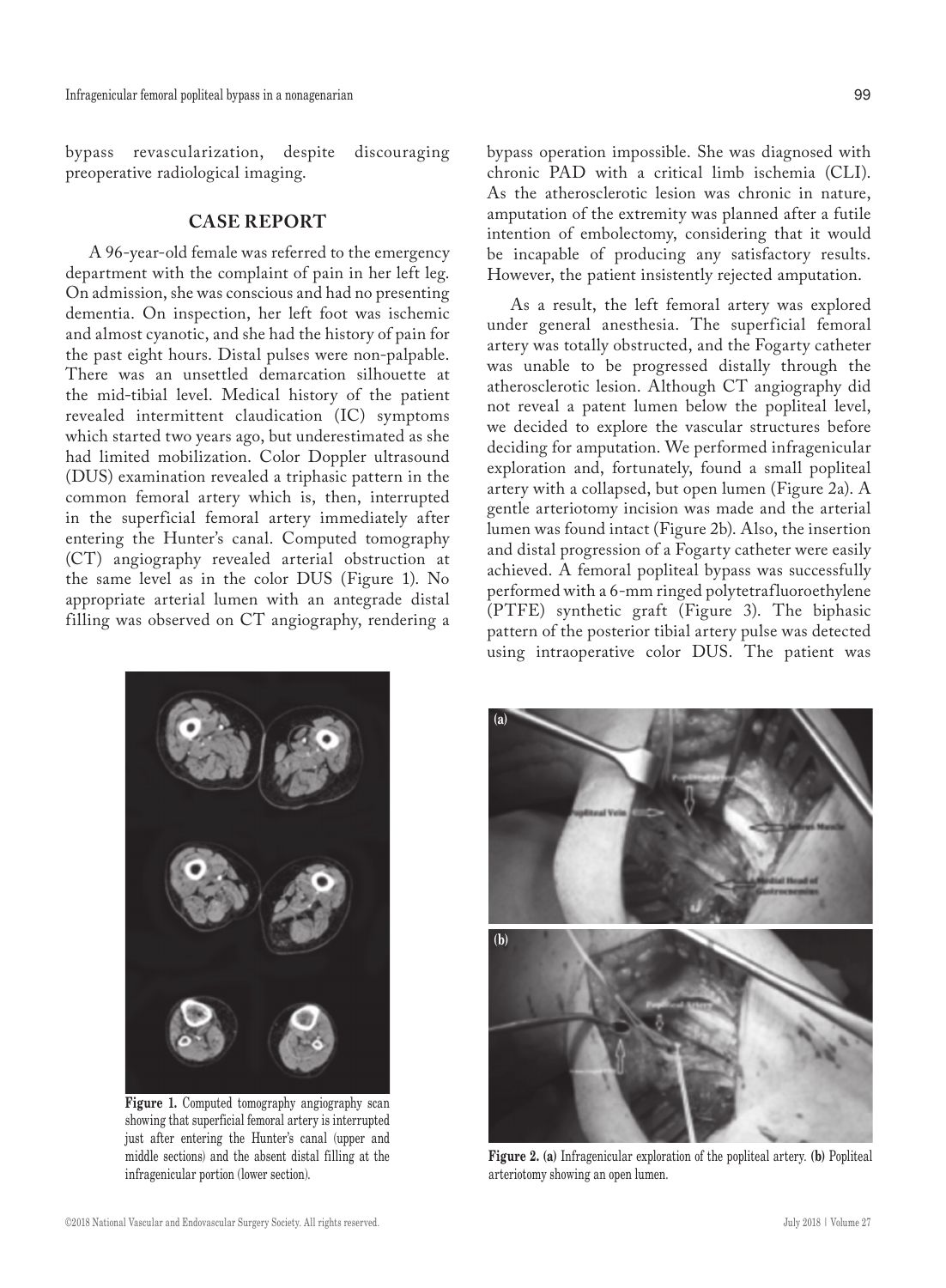bypass revascularization, despite discouraging preoperative radiological imaging.

## CASE REPORT

A 96-year-old female was referred to the emergency department with the complaint of pain in her left leg. On admission, she was conscious and had no presenting dementia. On inspection, her left foot was ischemic and almost cyanotic, and she had the history of pain for the past eight hours. Distal pulses were non-palpable. There was an unsettled demarcation silhouette at the mid-tibial level. Medical history of the patient revealed intermittent claudication (IC) symptoms which started two years ago, but underestimated as she had limited mobilization. Color Doppler ultrasound (DUS) examination revealed a triphasic pattern in the common femoral artery which is, then, interrupted in the superficial femoral artery immediately after entering the Hunter's canal. Computed tomography (CT) angiography revealed arterial obstruction at the same level as in the color DUS (Figure 1). No appropriate arterial lumen with an antegrade distal filling was observed on CT angiography, rendering a bypass operation impossible. She was diagnosed with chronic PAD with a critical limb ischemia (CLI). As the atherosclerotic lesion was chronic in nature, amputation of the extremity was planned after a futile intention of embolectomy, considering that it would be incapable of producing any satisfactory results. However, the patient insistently rejected amputation.

As a result, the left femoral artery was explored under general anesthesia. The superficial femoral artery was totally obstructed, and the Fogarty catheter was unable to be progressed distally through the atherosclerotic lesion. Although CT angiography did not reveal a patent lumen below the popliteal level, we decided to explore the vascular structures before deciding for amputation. We performed infragenicular exploration and, fortunately, found a small popliteal artery with a collapsed, but open lumen (Figure 2a). A gentle arteriotomy incision was made and the arterial lumen was found intact (Figure 2b). Also, the insertion and distal progression of a Fogarty catheter were easily achieved. A femoral popliteal bypass was successfully performed with a 6-mm ringed polytetrafluoroethylene (PTFE) synthetic graft (Figure 3). The biphasic pattern of the posterior tibial artery pulse was detected using intraoperative color DUS. The patient was

**Figure 1.** Computed tomography angiography scan showing that superficial femoral artery is interrupted just after entering the Hunter's canal (upper and middle sections) and the absent distal filling at the infragenicular portion (lower section).

**Figure 2. (a)** Infragenicular exploration of the popliteal artery. **(b)** Popliteal arteriotomy showing an open lumen.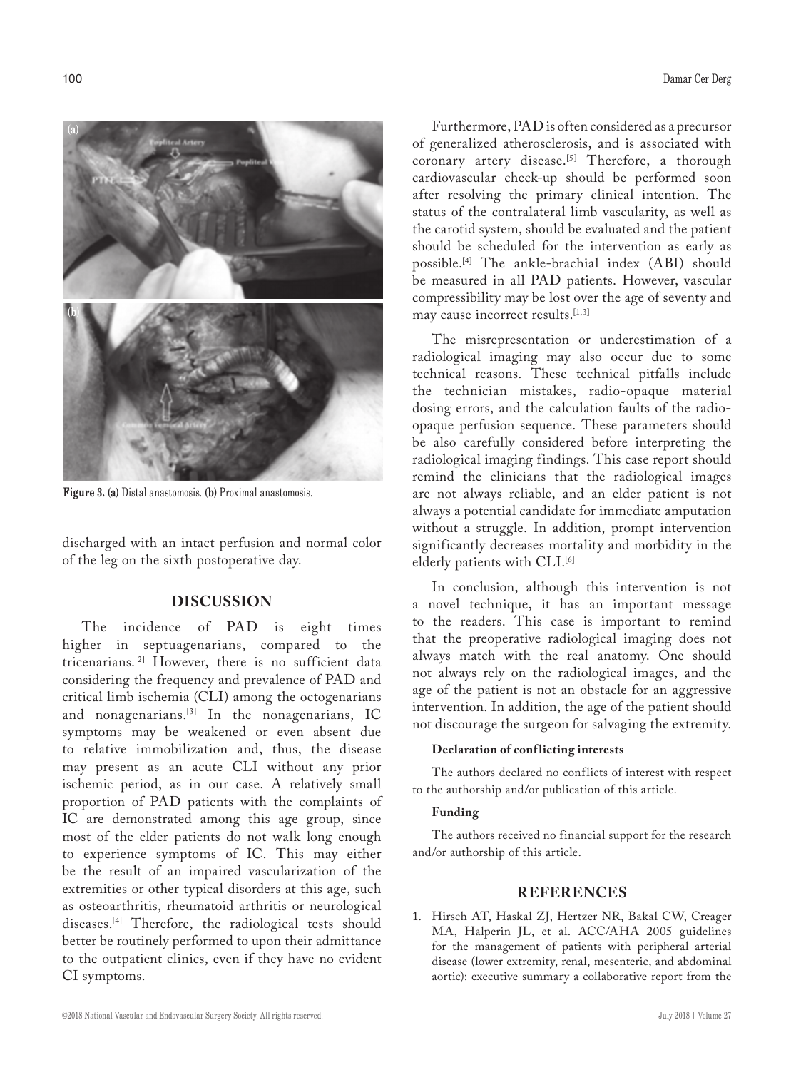Figure 3. (a) Distal anastomosis. (b) Proximal anastomosis.

discharged with an intact perfusion and normal color of the leg on the sixth postoperative day.

## DISCUSSION

The incidence of PAD is eight times higher in septuagenarians, compared to the tricenarians.[2] However, there is no sufficient data considering the frequency and prevalence of PAD and critical limb ischemia (CLI) among the octogenarians and nonagenarians.[3] In the nonagenarians, IC symptoms may be weakened or even absent due to relative immobilization and, thus, the disease may present as an acute CLI without any prior ischemic period, as in our case. A relatively small proportion of PAD patients with the complaints of IC are demonstrated among this age group, since most of the elder patients do not walk long enough to experience symptoms of IC. This may either be the result of an impaired vascularization of the extremities or other typical disorders at this age, such as osteoarthritis, rheumatoid arthritis or neurological diseases.[4] Therefore, the radiological tests should better be routinely performed to upon their admittance to the outpatient clinics, even if they have no evident CI symptoms.

Furthermore, PAD is often considered as a precursor of generalized atherosclerosis, and is associated with coronary artery disease.[5] Therefore, a thorough cardiovascular check-up should be performed soon after resolving the primary clinical intention. The status of the contralateral limb vascularity, as well as the carotid system, should be evaluated and the patient should be scheduled for the intervention as early as possible.[4] The ankle-brachial index (ABI) should be measured in all PAD patients. However, vascular compressibility may be lost over the age of seventy and may cause incorrect results.[1,3]

The misrepresentation or underestimation of a radiological imaging may also occur due to some technical reasons. These technical pitfalls include the technician mistakes, radio-opaque material dosing errors, and the calculation faults of the radio-opaque perfusion sequence. These parameters should be also carefully considered before interpreting the radiological imaging findings. This case report should remind the clinicians that the radiological images are not always reliable, and an elder patient is not always a potential candidate for immediate amputation without a struggle. In addition, prompt intervention significantly decreases mortality and morbidity in the elderly patients with CLI.[6]

In conclusion, although this intervention is not a novel technique, it has an important message to the readers. This case is important to remind that the preoperative radiological imaging does not always match with the real anatomy. One should not always rely on the radiological images, and the age of the patient is not an obstacle for an aggressive intervention. In addition, the age of the patient should not discourage the surgeon for salvaging the extremity.

**Declaration of conflicting interests**

The authors declared no conflicts of interest with respect to the authorship and/or publication of this article.

**Funding**

The authors received no financial support for the research and/or authorship of this article.

## REFERENCES

1. Hirsch AT, Haskal ZJ, Hertzer NR, Bakal CW, Creager MA, Halperin JL, et al. ACC/AHA 2005 guidelines for the management of patients with peripheral arterial disease (lower extremity, renal, mesenteric, and abdominal aortic): executive summary a collaborative report from the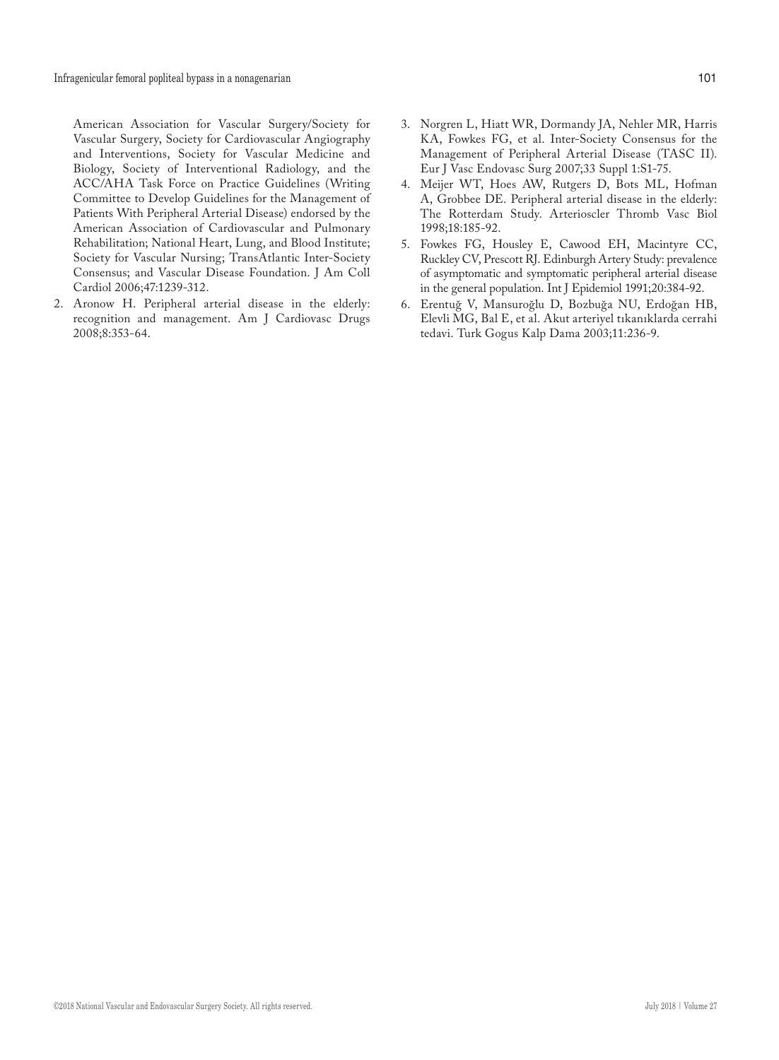American Association for Vascular Surgery/Society for Vascular Surgery, Society for Cardiovascular Angiography and Interventions, Society for Vascular Medicine and Biology, Society of Interventional Radiology, and the ACC/AHA Task Force on Practice Guidelines (Writing Committee to Develop Guidelines for the Management of Patients With Peripheral Arterial Disease) endorsed by the American Association of Cardiovascular and Pulmonary Rehabilitation; National Heart, Lung, and Blood Institute; Society for Vascular Nursing; TransAtlantic Inter-Society Consensus; and Vascular Disease Foundation. J Am Coll Cardiol 2006;47:1239-312.

2. Aronow H. Peripheral arterial disease in the elderly: recognition and management. Am J Cardiovasc Drugs 2008;8:353-64.
3. Norgren L, Hiatt WR, Dormandy JA, Nehler MR, Harris KA, Fowkes FG, et al. Inter-Society Consensus for the Management of Peripheral Arterial Disease (TASC II). Eur J Vasc Endovasc Surg 2007;33 Suppl 1:S1-75.
4. Meijer WT, Hoes AW, Rutgers D, Bots ML, Hofman A, Grobbee DE. Peripheral arterial disease in the elderly: The Rotterdam Study. Arterioscler Thromb Vasc Biol 1998;18:185-92.
5. Fowkes FG, Housley E, Cawood EH, Macintyre CC, Ruckley CV, Prescott RJ. Edinburgh Artery Study: prevalence of asymptomatic and symptomatic peripheral arterial disease in the general population. Int J Epidemiol 1991;20:384-92.
6. Erentuğ V, Mansuroğlu D, Bozbuğa NU, Erdoğan HB, Elevli MG, Bal E, et al. Akut arteriyel tıkanıklarda cerrahi tedavi. Turk Gogus Kalp Dama 2003;11:236-9.